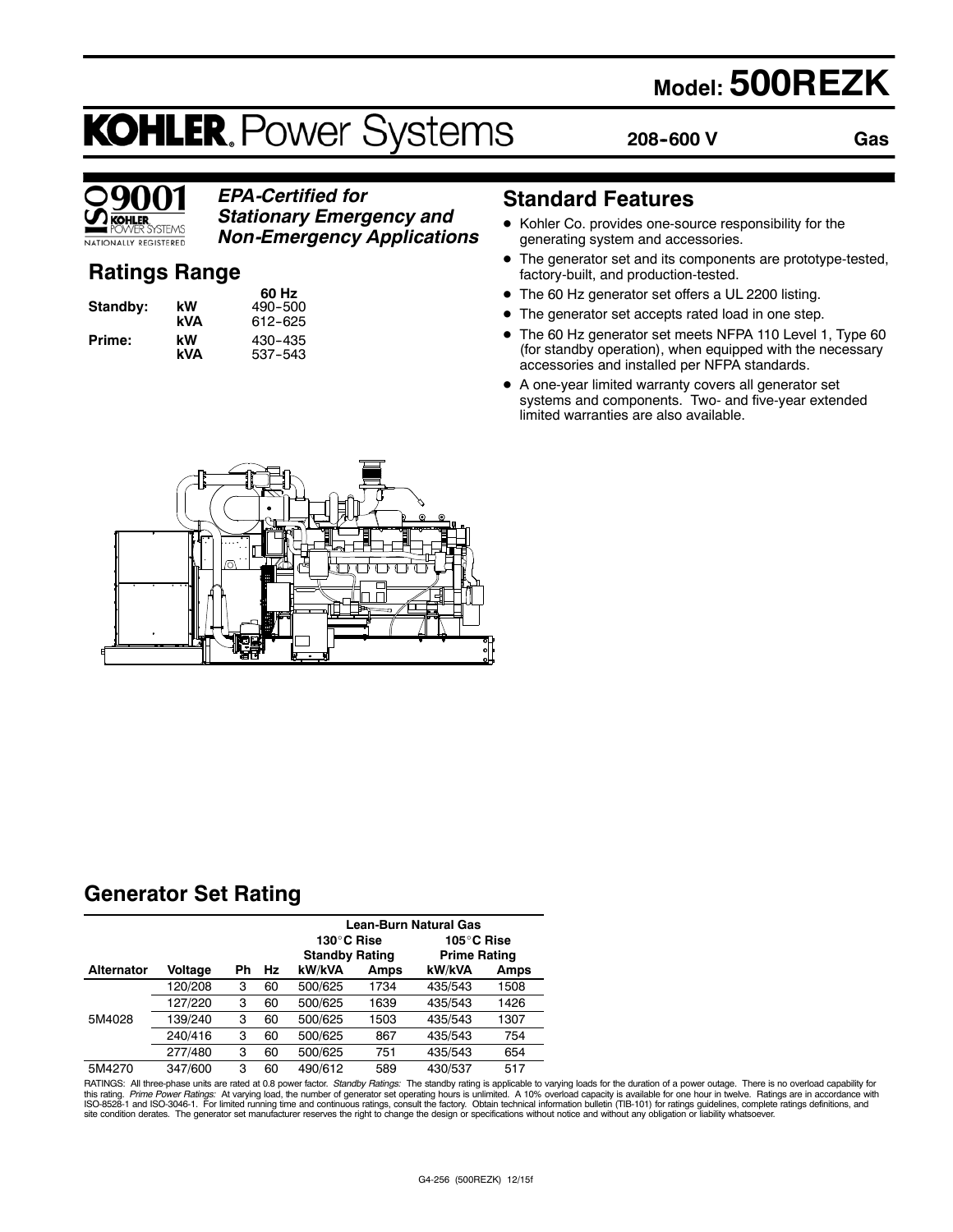# Model: 500REZK

## KOHLER. Power Systems

**208-600 V** **Gas**

ISO 9001 KOHLER POWER SYSTEMS NATIONALLY REGISTERED

***EPA-Certified for Stationary Emergency and Non-Emergency Applications***

## Ratings Range

| | | 60 Hz |
|---|---|---|
| **Standby:** | **kW** | 490-500 |
| | **kVA** | 612-625 |
| **Prime:** | **kW** | 430-435 |
| | **kVA** | 537-543 |

## Standard Features

- Kohler Co. provides one-source responsibility for the generating system and accessories.
- The generator set and its components are prototype-tested, factory-built, and production-tested.
- The 60 Hz generator set offers a UL 2200 listing.
- The generator set accepts rated load in one step.
- The 60 Hz generator set meets NFPA 110 Level 1, Type 60 (for standby operation), when equipped with the necessary accessories and installed per NFPA standards.
- A one-year limited warranty covers all generator set systems and components. Two- and five-year extended limited warranties are also available.

## Generator Set Rating

| | | | | Lean-Burn Natural Gas | | | |
|---|---|---|---|---|---|---|---|
| | | | | 130°C Rise Standby Rating | | 105°C Rise Prime Rating | |
| **Alternator** | **Voltage** | **Ph** | **Hz** | **kW/kVA** | **Amps** | **kW/kVA** | **Amps** |
| 5M4028 | 120/208 | 3 | 60 | 500/625 | 1734 | 435/543 | 1508 |
| | 127/220 | 3 | 60 | 500/625 | 1639 | 435/543 | 1426 |
| | 139/240 | 3 | 60 | 500/625 | 1503 | 435/543 | 1307 |
| | 240/416 | 3 | 60 | 500/625 | 867 | 435/543 | 754 |
| | 277/480 | 3 | 60 | 500/625 | 751 | 435/543 | 654 |
| 5M4270 | 347/600 | 3 | 60 | 490/612 | 589 | 430/537 | 517 |

RATINGS: All three-phase units are rated at 0.8 power factor. *Standby Ratings:* The standby rating is applicable to varying loads for the duration of a power outage. There is no overload capability for this rating. *Prime Power Ratings:* At varying load, the number of generator set operating hours is unlimited. A 10% overload capacity is available for one hour in twelve. Ratings are in accordance with ISO-8528-1 and ISO-3046-1. For limited running time and continuous ratings, consult the factory. Obtain technical information bulletin (TIB-101) for ratings guidelines, complete ratings definitions, and site condition derates. The generator set manufacturer reserves the right to change the design or specifications without notice and without any obligation or liability whatsoever.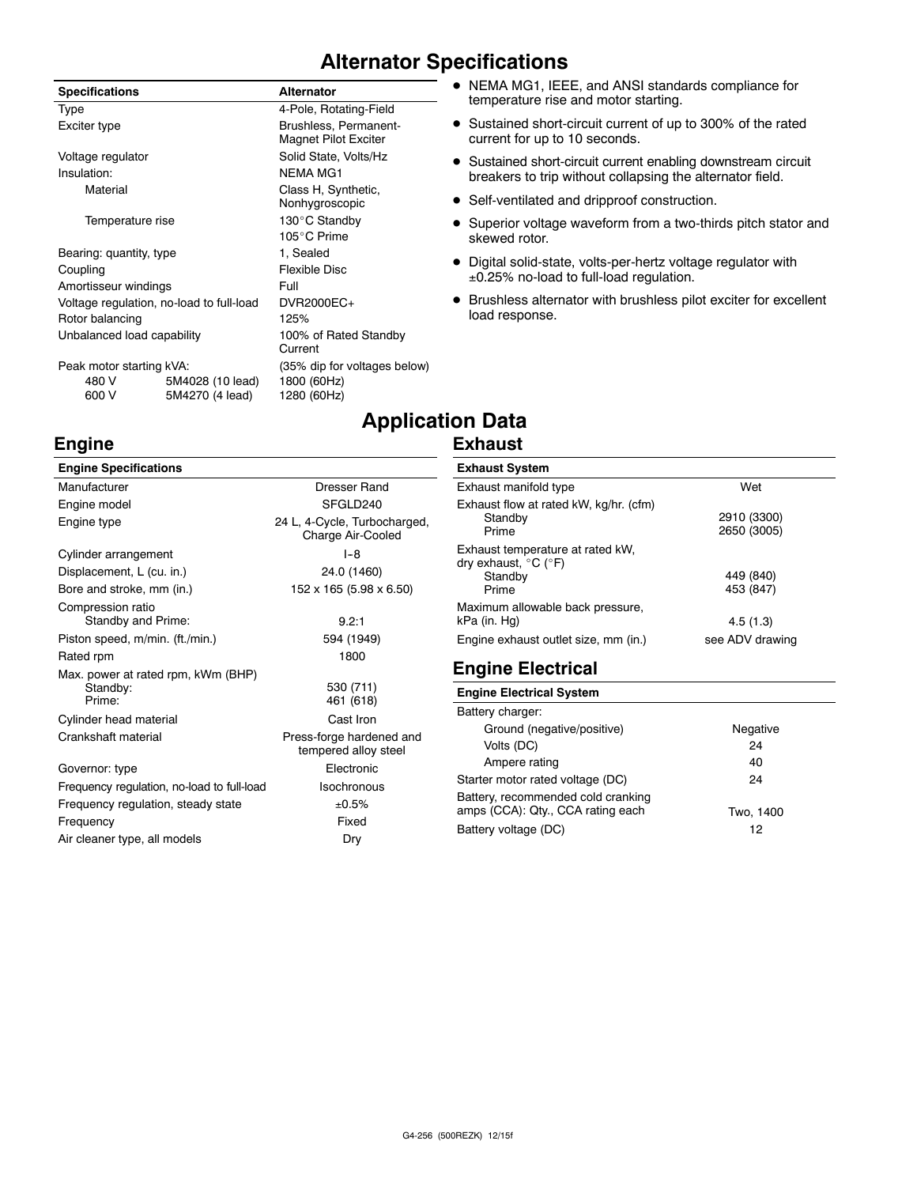# Alternator Specifications

| Specifications | | Alternator |
|---|---|---|
| Type | | 4-Pole, Rotating-Field |
| Exciter type | | Brushless, Permanent-Magnet Pilot Exciter |
| Voltage regulator | | Solid State, Volts/Hz |
| Insulation: | | NEMA MG1 |
| Material | | Class H, Synthetic, Nonhygroscopic |
| Temperature rise | | 130°C Standby<br>105°C Prime |
| Bearing: quantity, type | | 1, Sealed |
| Coupling | | Flexible Disc |
| Amortisseur windings | | Full |
| Voltage regulation, no-load to full-load | | DVR2000EC+ |
| Rotor balancing | | 125% |
| Unbalanced load capability | | 100% of Rated Standby Current |
| Peak motor starting kVA: | | (35% dip for voltages below) |
| 480 V | 5M4028 (10 lead) | 1800 (60Hz) |
| 600 V | 5M4270 (4 lead) | 1280 (60Hz) |

- NEMA MG1, IEEE, and ANSI standards compliance for temperature rise and motor starting.
- Sustained short-circuit current of up to 300% of the rated current for up to 10 seconds.
- Sustained short-circuit current enabling downstream circuit breakers to trip without collapsing the alternator field.
- Self-ventilated and dripproof construction.
- Superior voltage waveform from a two-thirds pitch stator and skewed rotor.
- Digital solid-state, volts-per-hertz voltage regulator with ±0.25% no-load to full-load regulation.
- Brushless alternator with brushless pilot exciter for excellent load response.

# Application Data

## Engine

| Engine Specifications | |
|---|---|
| Manufacturer | Dresser Rand |
| Engine model | SFGLD240 |
| Engine type | 24 L, 4-Cycle, Turbocharged, Charge Air-Cooled |
| Cylinder arrangement | I-8 |
| Displacement, L (cu. in.) | 24.0 (1460) |
| Bore and stroke, mm (in.) | 152 x 165 (5.98 x 6.50) |
| Compression ratio<br>Standby and Prime: | 9.2:1 |
| Piston speed, m/min. (ft./min.) | 594 (1949) |
| Rated rpm | 1800 |
| Max. power at rated rpm, kWm (BHP)<br>Standby:<br>Prime: | <br>530 (711)<br>461 (618) |
| Cylinder head material | Cast Iron |
| Crankshaft material | Press-forge hardened and tempered alloy steel |
| Governor: type | Electronic |
| Frequency regulation, no-load to full-load | Isochronous |
| Frequency regulation, steady state | ±0.5% |
| Frequency | Fixed |
| Air cleaner type, all models | Dry |

## Exhaust

| Exhaust System | |
|---|---|
| Exhaust manifold type | Wet |
| Exhaust flow at rated kW, kg/hr. (cfm)<br>Standby<br>Prime | <br>2910 (3300)<br>2650 (3005) |
| Exhaust temperature at rated kW, dry exhaust, °C (°F)<br>Standby<br>Prime | <br>449 (840)<br>453 (847) |
| Maximum allowable back pressure, kPa (in. Hg) | 4.5 (1.3) |
| Engine exhaust outlet size, mm (in.) | see ADV drawing |

## Engine Electrical

| Engine Electrical System | |
|---|---|
| Battery charger: | |
| Ground (negative/positive) | Negative |
| Volts (DC) | 24 |
| Ampere rating | 40 |
| Starter motor rated voltage (DC) | 24 |
| Battery, recommended cold cranking amps (CCA): Qty., CCA rating each | Two, 1400 |
| Battery voltage (DC) | 12 |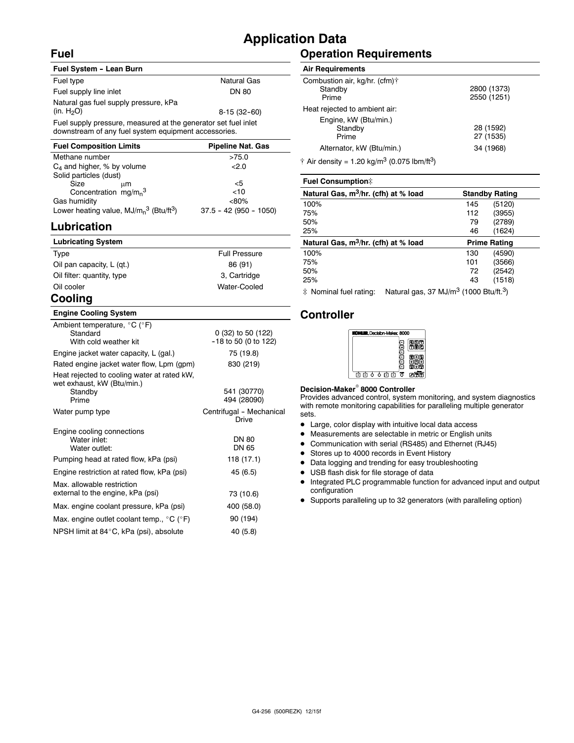# Application Data

## Fuel

| Fuel System - Lean Burn | |
|---|---|
| Fuel type | Natural Gas |
| Fuel supply line inlet | DN 80 |
| Natural gas fuel supply pressure, kPa (in. $H_2O$) | 8-15 (32-60) |

Fuel supply pressure, measured at the generator set fuel inlet downstream of any fuel system equipment accessories.

| Fuel Composition Limits | Pipeline Nat. Gas |
|---|---|
| Methane number | >75.0 |
| $C_4$ and higher, % by volume | <2.0 |
| Solid particles (dust) | |
| Size μm | <5 |
| Concentration mg/m$_n^3$ | <10 |
| Gas humidity | <80% |
| Lower heating value, MJ/m$_n^3$ (Btu/ft$^3$) | 37.5 - 42 (950 - 1050) |

## Lubrication

| Lubricating System | |
|---|---|
| Type | Full Pressure |
| Oil pan capacity, L (qt.) | 86 (91) |
| Oil filter: quantity, type | 3, Cartridge |
| Oil cooler | Water-Cooled |

## Cooling

| Engine Cooling System | |
|---|---|
| Ambient temperature, °C (°F) | |
| Standard | 0 (32) to 50 (122) |
| With cold weather kit | -18 to 50 (0 to 122) |
| Engine jacket water capacity, L (gal.) | 75 (19.8) |
| Rated engine jacket water flow, Lpm (gpm) | 830 (219) |
| Heat rejected to cooling water at rated kW, wet exhaust, kW (Btu/min.) | |
| Standby | 541 (30770) |
| Prime | 494 (28090) |
| Water pump type | Centrifugal - Mechanical Drive |
| Engine cooling connections | |
| Water inlet: | DN 80 |
| Water outlet: | DN 65 |
| Pumping head at rated flow, kPa (psi) | 118 (17.1) |
| Engine restriction at rated flow, kPa (psi) | 45 (6.5) |
| Max. allowable restriction external to the engine, kPa (psi) | 73 (10.6) |
| Max. engine coolant pressure, kPa (psi) | 400 (58.0) |
| Max. engine outlet coolant temp., °C (°F) | 90 (194) |
| NPSH limit at 84°C, kPa (psi), absolute | 40 (5.8) |

## Operation Requirements

| Air Requirements | |
|---|---|
| Combustion air, kg/hr. (cfm)† | |
| Standby | 2800 (1373) |
| Prime | 2550 (1251) |
| Heat rejected to ambient air: | |
| Engine, kW (Btu/min.) | |
| Standby | 28 (1592) |
| Prime | 27 (1535) |
| Alternator, kW (Btu/min.) | 34 (1968) |

† Air density = 1.20 kg/m$^3$ (0.075 lbm/ft$^3$)

| Fuel Consumption‡ | | |
|---|---|---|
| **Natural Gas, m$^3$/hr. (cfh) at % load** | **Standby Rating** | |
| 100% | 145 | (5120) |
| 75% | 112 | (3955) |
| 50% | 79 | (2789) |
| 25% | 46 | (1624) |
| **Natural Gas, m$^3$/hr. (cfh) at % load** | **Prime Rating** | |
| 100% | 130 | (4590) |
| 75% | 101 | (3566) |
| 50% | 72 | (2542) |
| 25% | 43 | (1518) |

‡ Nominal fuel rating: Natural gas, 37 MJ/m$^3$ (1000 Btu/ft.$^3$)

## Controller

**Decision-Maker® 8000 Controller**

Provides advanced control, system monitoring, and system diagnostics with remote monitoring capabilities for paralleling multiple generator sets.

- Large, color display with intuitive local data access
- Measurements are selectable in metric or English units
- Communication with serial (RS485) and Ethernet (RJ45)
- Stores up to 4000 records in Event History
- Data logging and trending for easy troubleshooting
- USB flash disk for file storage of data
- Integrated PLC programmable function for advanced input and output configuration
- Supports paralleling up to 32 generators (with paralleling option)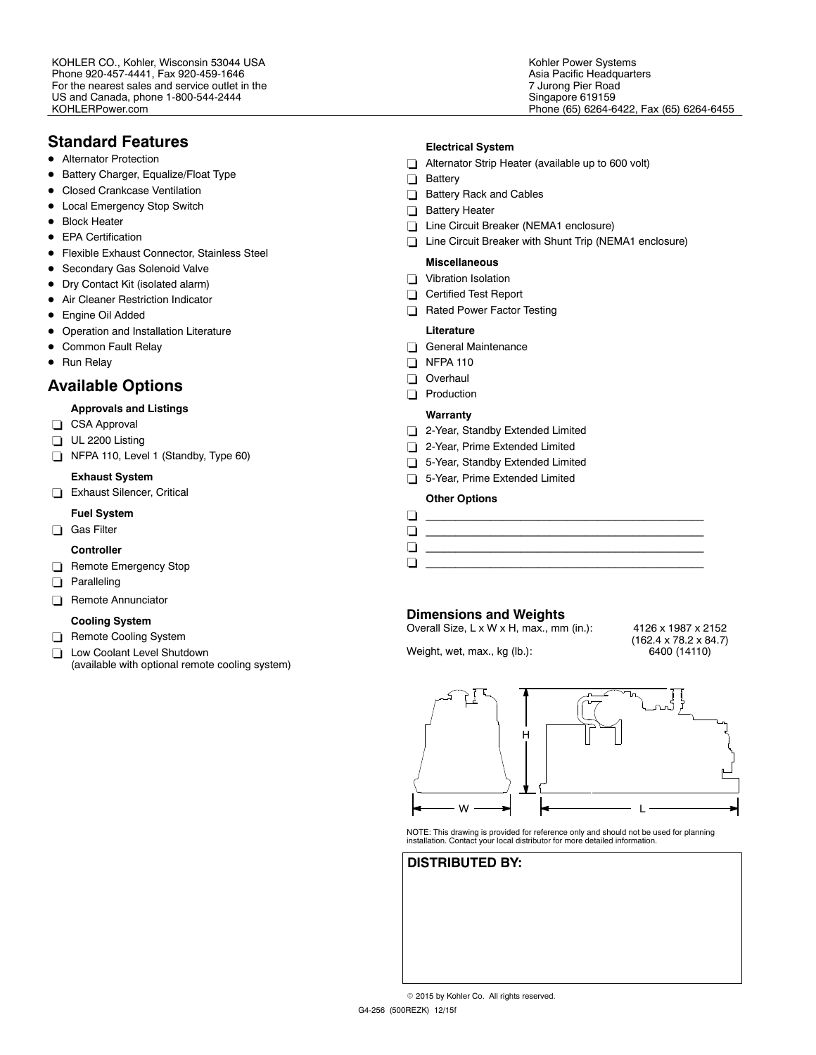KOHLER CO., Kohler, Wisconsin 53044 USA
Phone 920-457-4441, Fax 920-459-1646
For the nearest sales and service outlet in the
US and Canada, phone 1-800-544-2444
KOHLERPower.com

Kohler Power Systems
Asia Pacific Headquarters
7 Jurong Pier Road
Singapore 619159
Phone (65) 6264-6422, Fax (65) 6264-6455

## Standard Features

- Alternator Protection
- Battery Charger, Equalize/Float Type
- Closed Crankcase Ventilation
- Local Emergency Stop Switch
- Block Heater
- EPA Certification
- Flexible Exhaust Connector, Stainless Steel
- Secondary Gas Solenoid Valve
- Dry Contact Kit (isolated alarm)
- Air Cleaner Restriction Indicator
- Engine Oil Added
- Operation and Installation Literature
- Common Fault Relay
- Run Relay

## Available Options

### Approvals and Listings

- ❏ CSA Approval
- ❏ UL 2200 Listing
- ❏ NFPA 110, Level 1 (Standby, Type 60)

### Exhaust System

- ❏ Exhaust Silencer, Critical

### Fuel System

- ❏ Gas Filter

### Controller

- ❏ Remote Emergency Stop
- ❏ Paralleling
- ❏ Remote Annunciator

### Cooling System

- ❏ Remote Cooling System
- ❏ Low Coolant Level Shutdown (available with optional remote cooling system)

### Electrical System

- ❏ Alternator Strip Heater (available up to 600 volt)
- ❏ Battery
- ❏ Battery Rack and Cables
- ❏ Battery Heater
- ❏ Line Circuit Breaker (NEMA1 enclosure)
- ❏ Line Circuit Breaker with Shunt Trip (NEMA1 enclosure)

### Miscellaneous

- ❏ Vibration Isolation
- ❏ Certified Test Report
- ❏ Rated Power Factor Testing

### Literature

- ❏ General Maintenance
- ❏ NFPA 110
- ❏ Overhaul
- ❏ Production

### Warranty

- ❏ 2-Year, Standby Extended Limited
- ❏ 2-Year, Prime Extended Limited
- ❏ 5-Year, Standby Extended Limited
- ❏ 5-Year, Prime Extended Limited

### Other Options

- ❏ ____________________________________________
- ❏ ____________________________________________
- ❏ ____________________________________________
- ❏ ____________________________________________

## Dimensions and Weights

| | |
|---|---|
| Overall Size, L x W x H, max., mm (in.): | 4126 x 1987 x 2152 (162.4 x 78.2 x 84.7) |
| Weight, wet, max., kg (lb.): | 6400 (14110) |

H

W

L

NOTE: This drawing is provided for reference only and should not be used for planning installation. Contact your local distributor for more detailed information.

**DISTRIBUTED BY:**

© 2015 by Kohler Co. All rights reserved.

G4-256 (500REZK) 12/15f